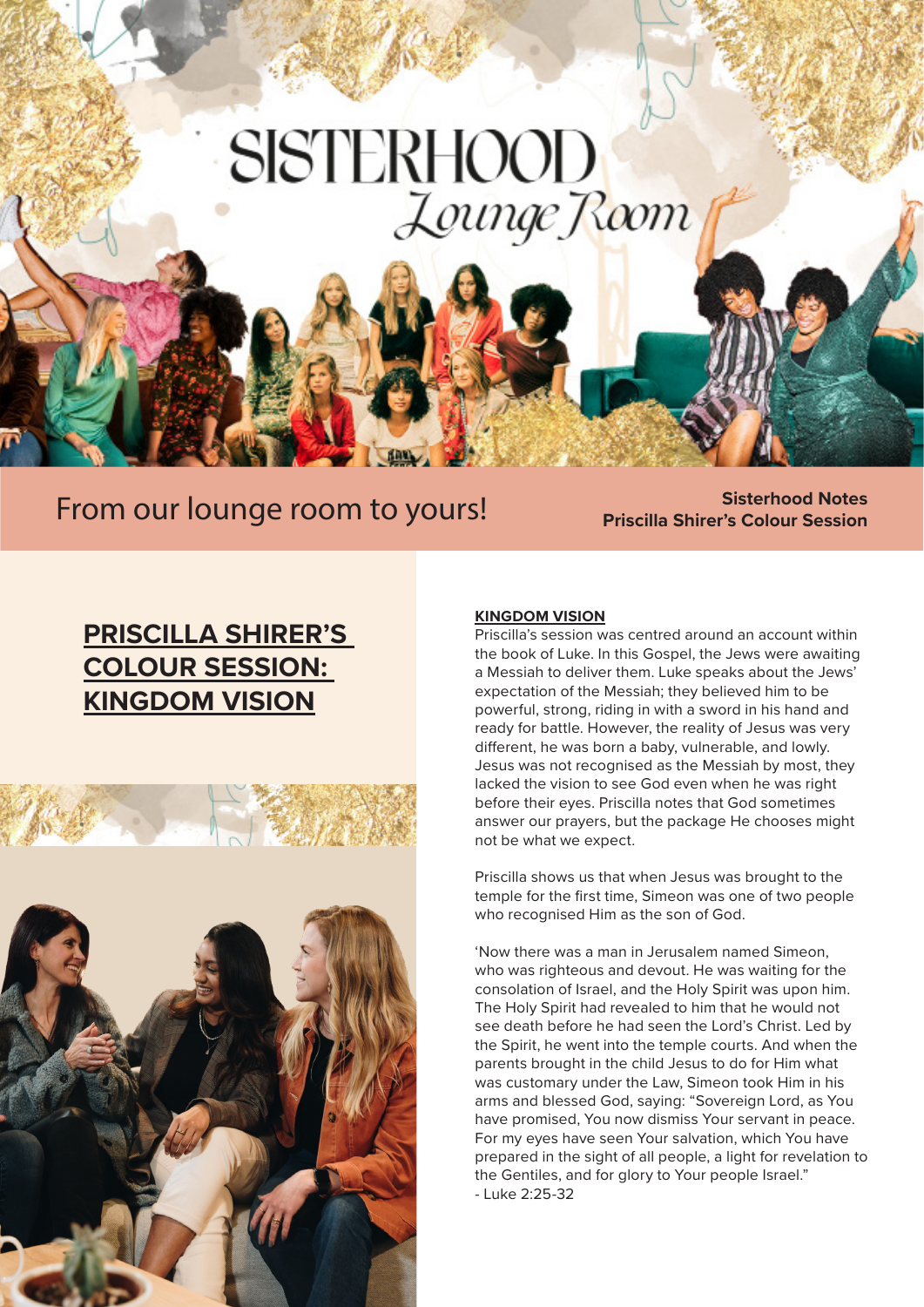# SISTERHOOD *Lounge Room*

From our lounge room to yours!

**Sisterhood Notes**
**Priscilla Shirer's Colour Session**

## PRISCILLA SHIRER'S COLOUR SESSION: KINGDOM VISION

**KINGDOM VISION**

Priscilla's session was centred around an account within the book of Luke. In this Gospel, the Jews were awaiting a Messiah to deliver them. Luke speaks about the Jews' expectation of the Messiah; they believed him to be powerful, strong, riding in with a sword in his hand and ready for battle. However, the reality of Jesus was very different, he was born a baby, vulnerable, and lowly. Jesus was not recognised as the Messiah by most, they lacked the vision to see God even when he was right before their eyes. Priscilla notes that God sometimes answer our prayers, but the package He chooses might not be what we expect.

Priscilla shows us that when Jesus was brought to the temple for the first time, Simeon was one of two people who recognised Him as the son of God.

'Now there was a man in Jerusalem named Simeon, who was righteous and devout. He was waiting for the consolation of Israel, and the Holy Spirit was upon him. The Holy Spirit had revealed to him that he would not see death before he had seen the Lord's Christ. Led by the Spirit, he went into the temple courts. And when the parents brought in the child Jesus to do for Him what was customary under the Law, Simeon took Him in his arms and blessed God, saying: "Sovereign Lord, as You have promised, You now dismiss Your servant in peace. For my eyes have seen Your salvation, which You have prepared in the sight of all people, a light for revelation to the Gentiles, and for glory to Your people Israel."
- Luke 2:25-32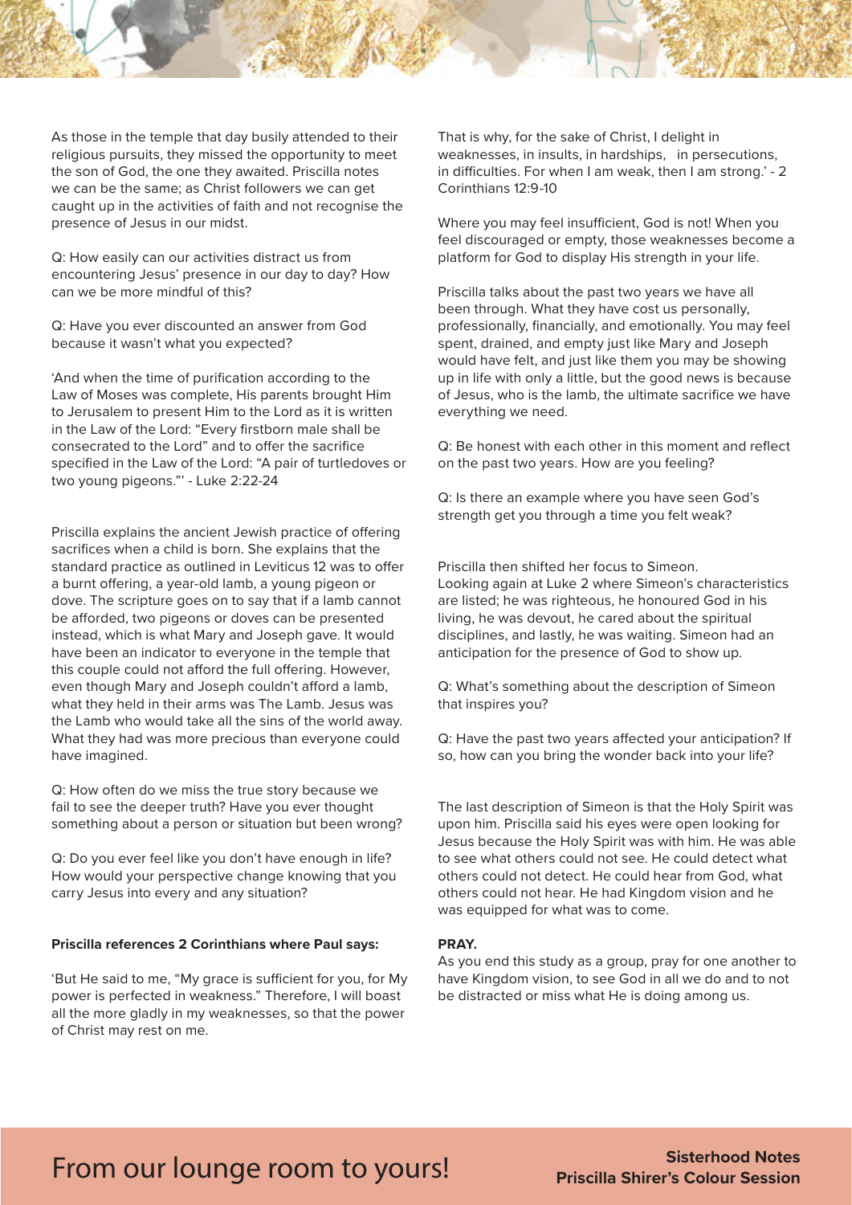As those in the temple that day busily attended to their religious pursuits, they missed the opportunity to meet the son of God, the one they awaited. Priscilla notes we can be the same; as Christ followers we can get caught up in the activities of faith and not recognise the presence of Jesus in our midst.

Q: How easily can our activities distract us from encountering Jesus' presence in our day to day? How can we be more mindful of this?

Q: Have you ever discounted an answer from God because it wasn't what you expected?

'And when the time of purification according to the Law of Moses was complete, His parents brought Him to Jerusalem to present Him to the Lord as it is written in the Law of the Lord: "Every firstborn male shall be consecrated to the Lord" and to offer the sacrifice specified in the Law of the Lord: "A pair of turtledoves or two young pigeons."' - Luke 2:22-24

Priscilla explains the ancient Jewish practice of offering sacrifices when a child is born. She explains that the standard practice as outlined in Leviticus 12 was to offer a burnt offering, a year-old lamb, a young pigeon or dove. The scripture goes on to say that if a lamb cannot be afforded, two pigeons or doves can be presented instead, which is what Mary and Joseph gave. It would have been an indicator to everyone in the temple that this couple could not afford the full offering. However, even though Mary and Joseph couldn't afford a lamb, what they held in their arms was The Lamb. Jesus was the Lamb who would take all the sins of the world away. What they had was more precious than everyone could have imagined.

Q: How often do we miss the true story because we fail to see the deeper truth? Have you ever thought something about a person or situation but been wrong?

Q: Do you ever feel like you don't have enough in life? How would your perspective change knowing that you carry Jesus into every and any situation?

**Priscilla references 2 Corinthians where Paul says:**

'But He said to me, "My grace is sufficient for you, for My power is perfected in weakness." Therefore, I will boast all the more gladly in my weaknesses, so that the power of Christ may rest on me.

That is why, for the sake of Christ, I delight in weaknesses, in insults, in hardships, in persecutions, in difficulties. For when I am weak, then I am strong.' - 2 Corinthians 12:9-10

Where you may feel insufficient, God is not! When you feel discouraged or empty, those weaknesses become a platform for God to display His strength in your life.

Priscilla talks about the past two years we have all been through. What they have cost us personally, professionally, financially, and emotionally. You may feel spent, drained, and empty just like Mary and Joseph would have felt, and just like them you may be showing up in life with only a little, but the good news is because of Jesus, who is the lamb, the ultimate sacrifice we have everything we need.

Q: Be honest with each other in this moment and reflect on the past two years. How are you feeling?

Q: Is there an example where you have seen God's strength get you through a time you felt weak?

Priscilla then shifted her focus to Simeon.
Looking again at Luke 2 where Simeon's characteristics are listed; he was righteous, he honoured God in his living, he was devout, he cared about the spiritual disciplines, and lastly, he was waiting. Simeon had an anticipation for the presence of God to show up.

Q: What's something about the description of Simeon that inspires you?

Q: Have the past two years affected your anticipation? If so, how can you bring the wonder back into your life?

The last description of Simeon is that the Holy Spirit was upon him. Priscilla said his eyes were open looking for Jesus because the Holy Spirit was with him. He was able to see what others could not see. He could detect what others could not detect. He could hear from God, what others could not hear. He had Kingdom vision and he was equipped for what was to come.

**PRAY.**
As you end this study as a group, pray for one another to have Kingdom vision, to see God in all we do and to not be distracted or miss what He is doing among us.